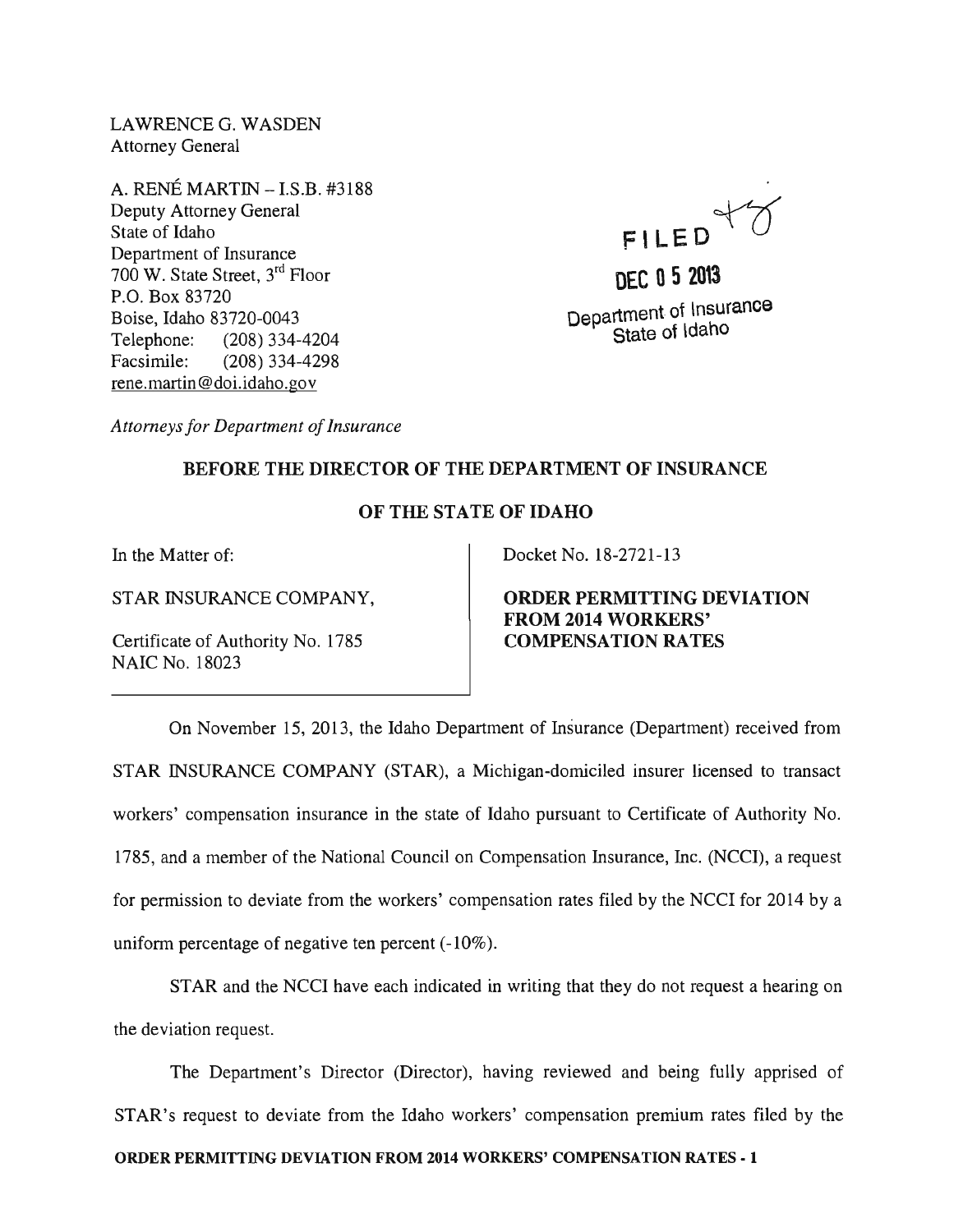LAWRENCE G. WASDEN
Attorney General

A. RENÉ MARTIN – I.S.B. #3188
Deputy Attorney General
State of Idaho
Department of Insurance
700 W. State Street, 3rd Floor
P.O. Box 83720
Boise, Idaho 83720-0043
Telephone: (208) 334-4204
Facsimile: (208) 334-4298
rene.martin@doi.idaho.gov

*Attorneys for Department of Insurance*

FILED

DEC 05 2013

Department of Insurance
State of Idaho

**BEFORE THE DIRECTOR OF THE DEPARTMENT OF INSURANCE**

**OF THE STATE OF IDAHO**

In the Matter of:

STAR INSURANCE COMPANY,

Certificate of Authority No. 1785
NAIC No. 18023

Docket No. 18-2721-13

**ORDER PERMITTING DEVIATION FROM 2014 WORKERS' COMPENSATION RATES**

On November 15, 2013, the Idaho Department of Insurance (Department) received from STAR INSURANCE COMPANY (STAR), a Michigan-domiciled insurer licensed to transact workers' compensation insurance in the state of Idaho pursuant to Certificate of Authority No. 1785, and a member of the National Council on Compensation Insurance, Inc. (NCCI), a request for permission to deviate from the workers' compensation rates filed by the NCCI for 2014 by a uniform percentage of negative ten percent (-10%).

STAR and the NCCI have each indicated in writing that they do not request a hearing on the deviation request.

The Department's Director (Director), having reviewed and being fully apprised of STAR's request to deviate from the Idaho workers' compensation premium rates filed by the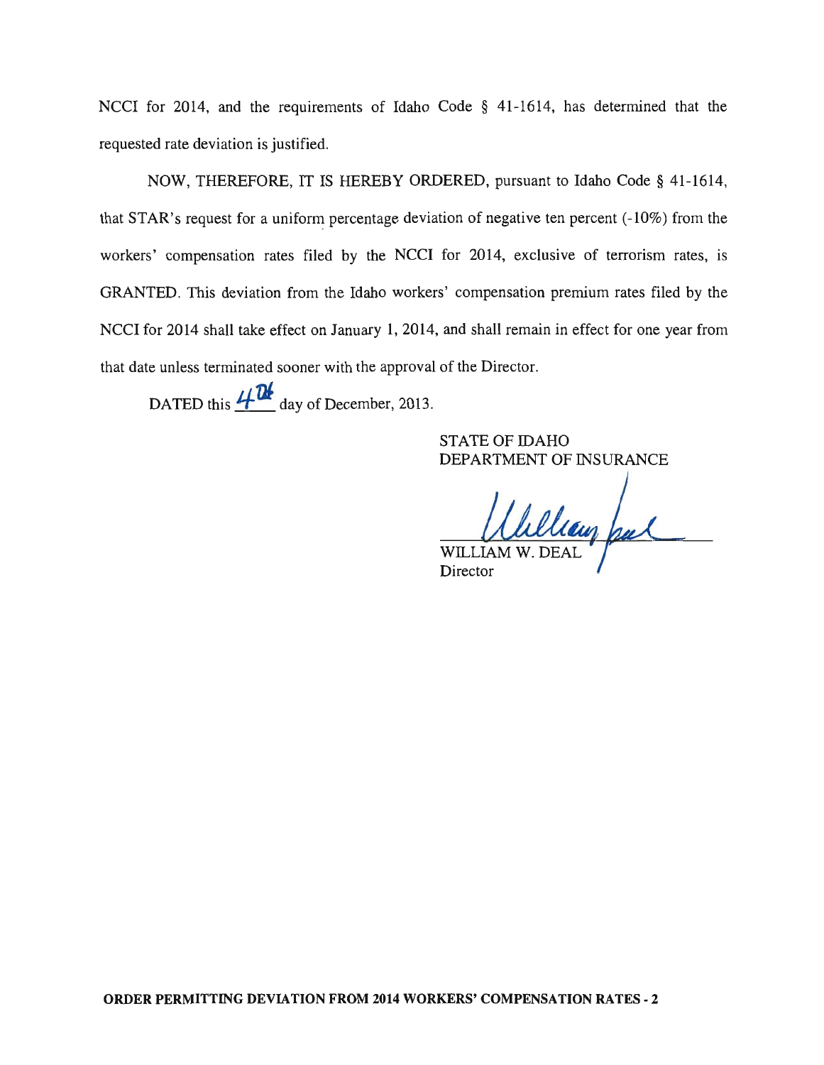NCCI for 2014, and the requirements of Idaho Code § 41-1614, has determined that the requested rate deviation is justified.

NOW, THEREFORE, IT IS HEREBY ORDERED, pursuant to Idaho Code § 41-1614, that STAR's request for a uniform percentage deviation of negative ten percent (-10%) from the workers' compensation rates filed by the NCCI for 2014, exclusive of terrorism rates, is GRANTED. This deviation from the Idaho workers' compensation premium rates filed by the NCCI for 2014 shall take effect on January 1, 2014, and shall remain in effect for one year from that date unless terminated sooner with the approval of the Director.

DATED this 4th day of December, 2013.

STATE OF IDAHO
DEPARTMENT OF INSURANCE

WILLIAM W. DEAL
Director

**ORDER PERMITTING DEVIATION FROM 2014 WORKERS' COMPENSATION RATES - 2**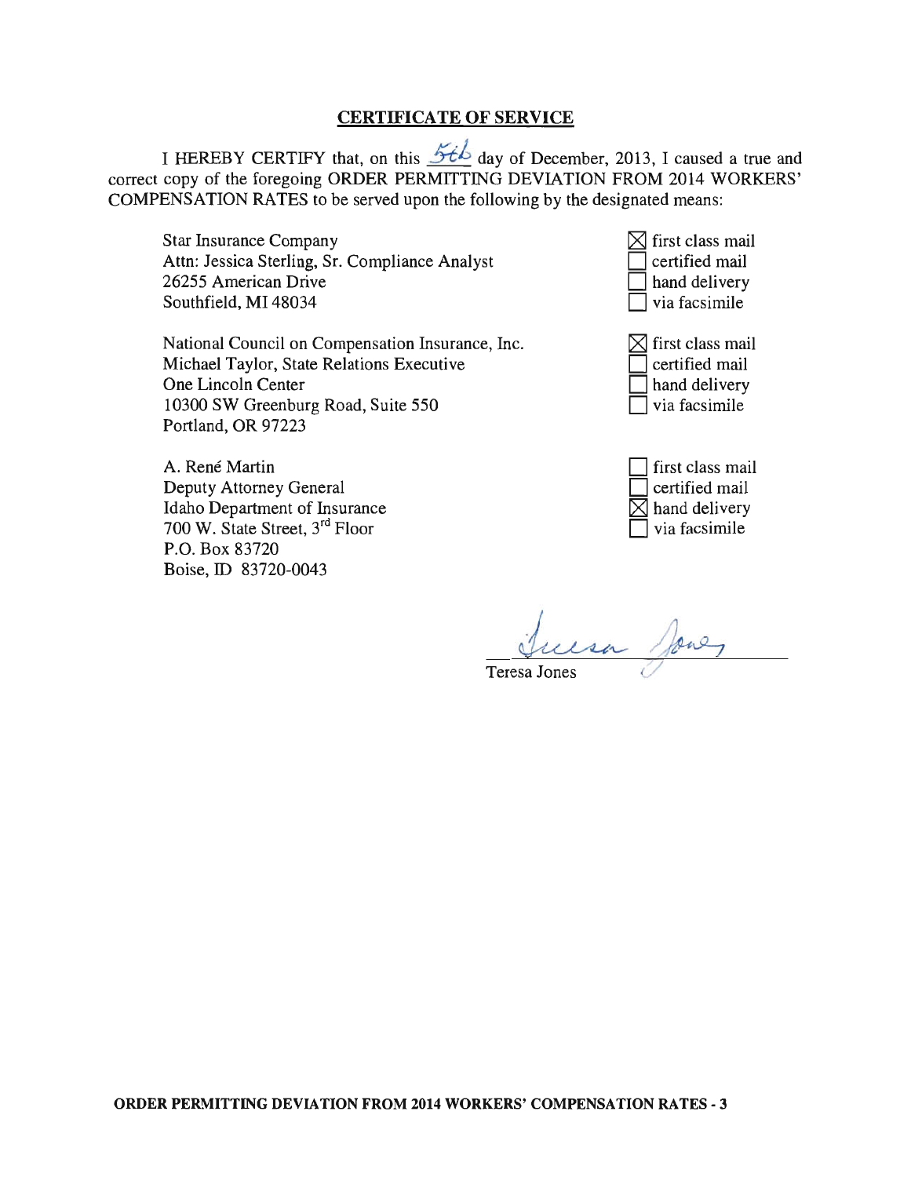## CERTIFICATE OF SERVICE

I HEREBY CERTIFY that, on this 5th day of December, 2013, I caused a true and correct copy of the foregoing ORDER PERMITTING DEVIATION FROM 2014 WORKERS' COMPENSATION RATES to be served upon the following by the designated means:

| | |
|---|---|
| Star Insurance Company<br>Attn: Jessica Sterling, Sr. Compliance Analyst<br>26255 American Drive<br>Southfield, MI 48034 | ☒ first class mail<br>☐ certified mail<br>☐ hand delivery<br>☐ via facsimile |
| National Council on Compensation Insurance, Inc.<br>Michael Taylor, State Relations Executive<br>One Lincoln Center<br>10300 SW Greenburg Road, Suite 550<br>Portland, OR 97223 | ☒ first class mail<br>☐ certified mail<br>☐ hand delivery<br>☐ via facsimile |
| A. René Martin<br>Deputy Attorney General<br>Idaho Department of Insurance<br>700 W. State Street, 3rd Floor<br>P.O. Box 83720<br>Boise, ID 83720-0043 | ☐ first class mail<br>☐ certified mail<br>☒ hand delivery<br>☐ via facsimile |

Teresa Jones